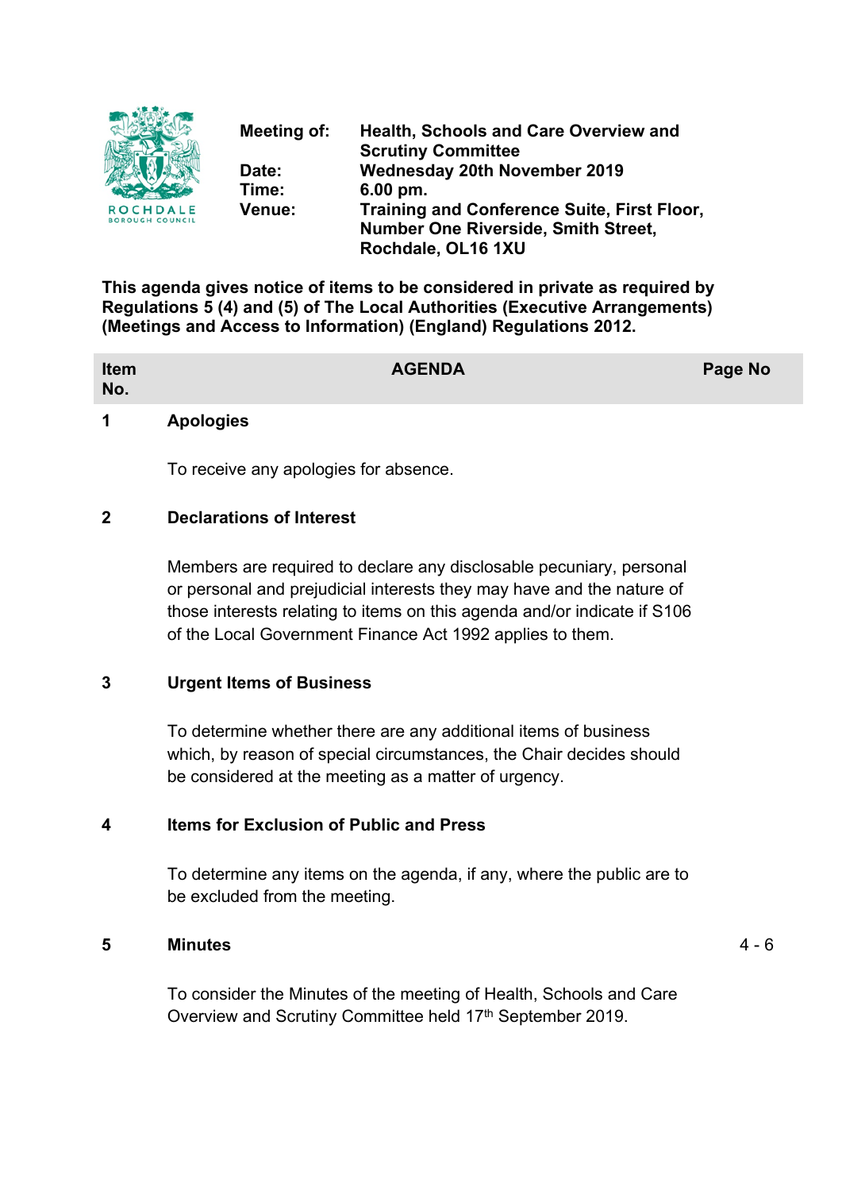ROCHDALE BOROUGH COUNCIL

| | |
|---|---|
| **Meeting of:** | **Health, Schools and Care Overview and Scrutiny Committee** |
| **Date:** | **Wednesday 20th November 2019** |
| **Time:** | **6.00 pm.** |
| **Venue:** | **Training and Conference Suite, First Floor, Number One Riverside, Smith Street, Rochdale, OL16 1XU** |

**This agenda gives notice of items to be considered in private as required by Regulations 5 (4) and (5) of The Local Authorities (Executive Arrangements) (Meetings and Access to Information) (England) Regulations 2012.**

| Item No. | AGENDA | Page No |
|---|---|---|
| 1 | **Apologies**<br><br>To receive any apologies for absence. | |
| 2 | **Declarations of Interest**<br><br>Members are required to declare any disclosable pecuniary, personal or personal and prejudicial interests they may have and the nature of those interests relating to items on this agenda and/or indicate if S106 of the Local Government Finance Act 1992 applies to them. | |
| 3 | **Urgent Items of Business**<br><br>To determine whether there are any additional items of business which, by reason of special circumstances, the Chair decides should be considered at the meeting as a matter of urgency. | |
| 4 | **Items for Exclusion of Public and Press**<br><br>To determine any items on the agenda, if any, where the public are to be excluded from the meeting. | |
| 5 | **Minutes**<br><br>To consider the Minutes of the meeting of Health, Schools and Care Overview and Scrutiny Committee held 17th September 2019. | 4 - 6 |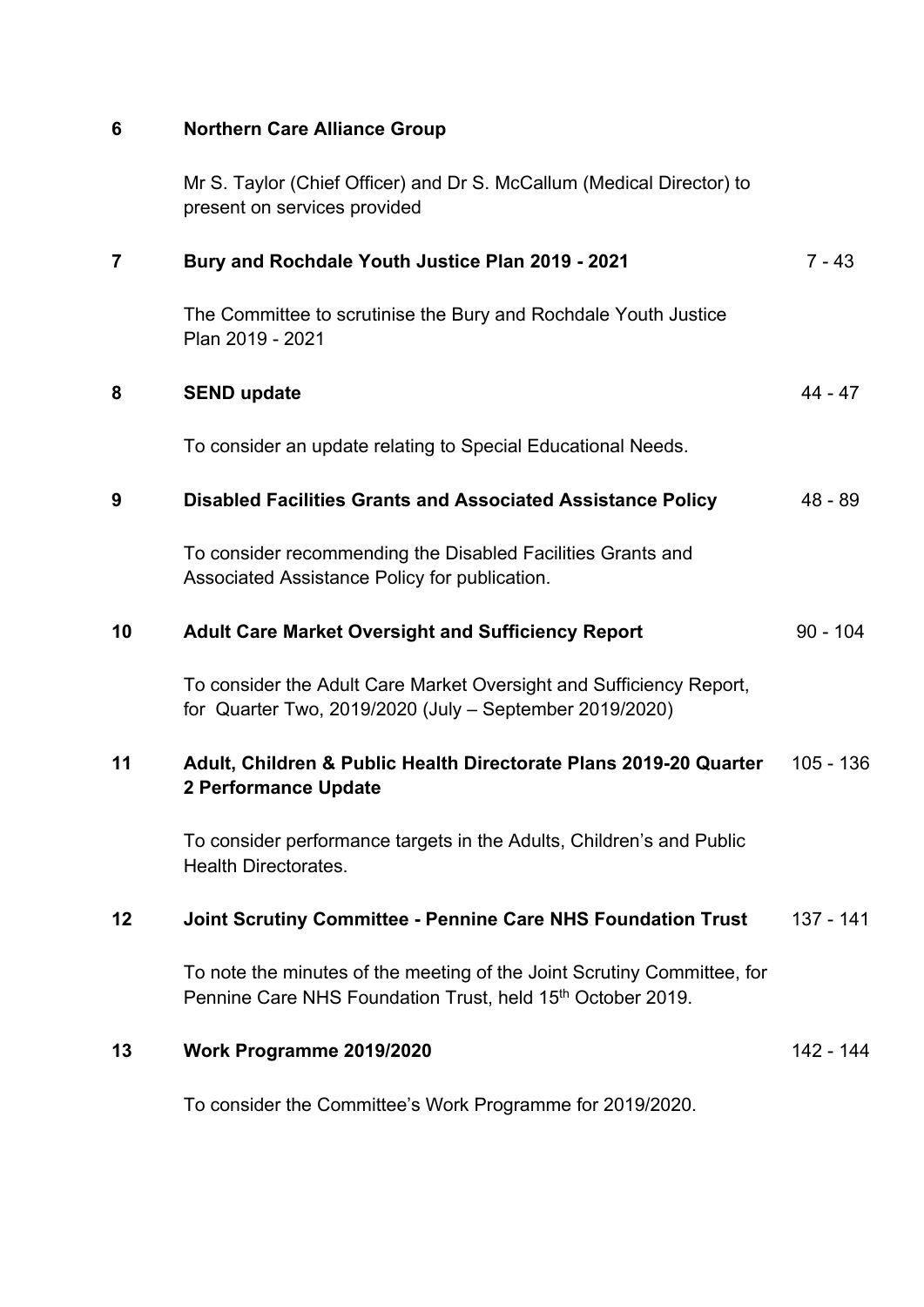| | | |
|---|---|---|
| **6** | **Northern Care Alliance Group** | |
| | Mr S. Taylor (Chief Officer) and Dr S. McCallum (Medical Director) to present on services provided | |
| **7** | **Bury and Rochdale Youth Justice Plan 2019 - 2021** | 7 - 43 |
| | The Committee to scrutinise the Bury and Rochdale Youth Justice Plan 2019 - 2021 | |
| **8** | **SEND update** | 44 - 47 |
| | To consider an update relating to Special Educational Needs. | |
| **9** | **Disabled Facilities Grants and Associated Assistance Policy** | 48 - 89 |
| | To consider recommending the Disabled Facilities Grants and Associated Assistance Policy for publication. | |
| **10** | **Adult Care Market Oversight and Sufficiency Report** | 90 - 104 |
| | To consider the Adult Care Market Oversight and Sufficiency Report, for Quarter Two, 2019/2020 (July – September 2019/2020) | |
| **11** | **Adult, Children & Public Health Directorate Plans 2019-20 Quarter 2 Performance Update** | 105 - 136 |
| | To consider performance targets in the Adults, Children's and Public Health Directorates. | |
| **12** | **Joint Scrutiny Committee - Pennine Care NHS Foundation Trust** | 137 - 141 |
| | To note the minutes of the meeting of the Joint Scrutiny Committee, for Pennine Care NHS Foundation Trust, held 15th October 2019. | |
| **13** | **Work Programme 2019/2020** | 142 - 144 |
| | To consider the Committee's Work Programme for 2019/2020. | |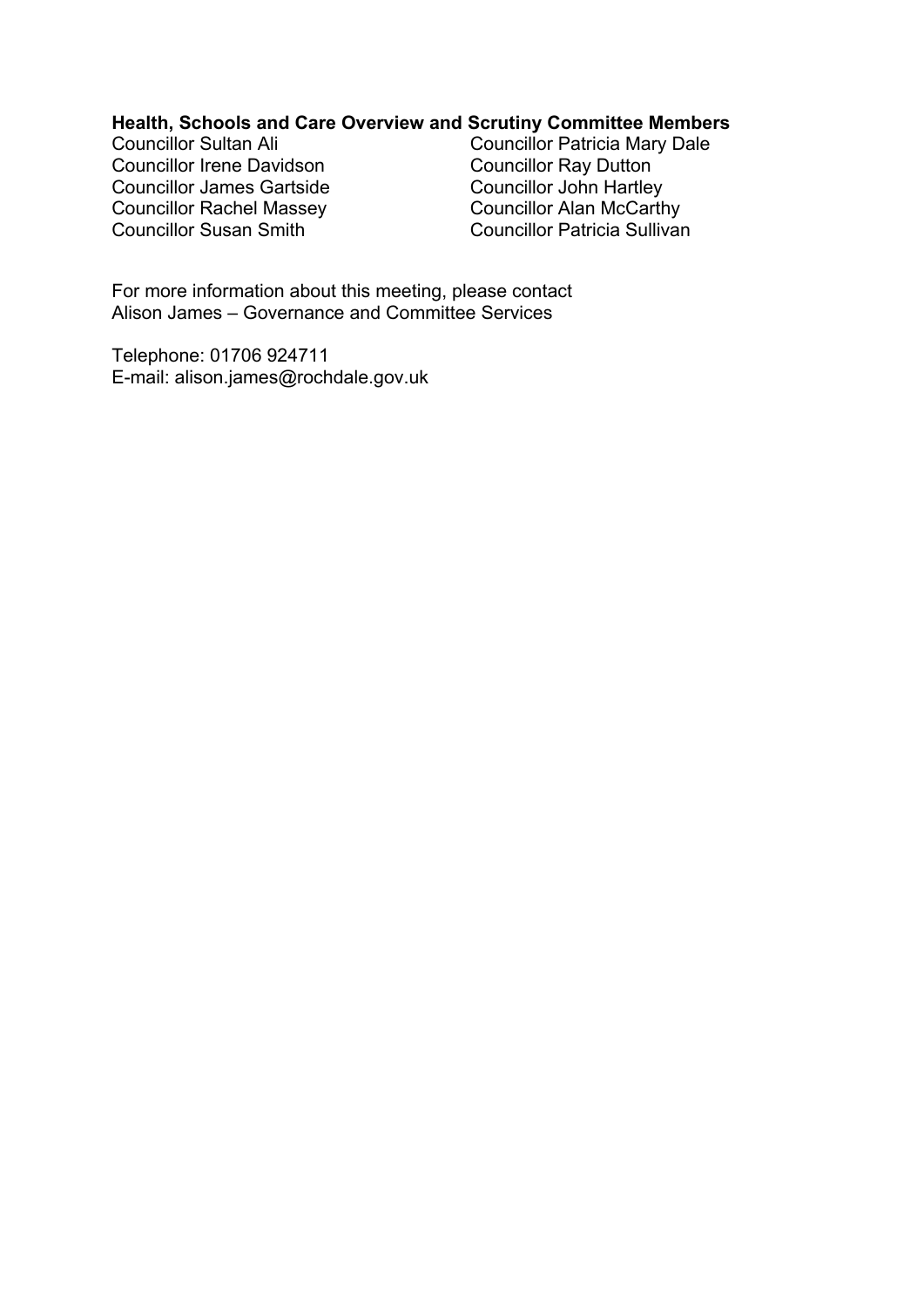**Health, Schools and Care Overview and Scrutiny Committee Members**

Councillor Sultan Ali
Councillor Irene Davidson
Councillor James Gartside
Councillor Rachel Massey
Councillor Susan Smith
Councillor Patricia Mary Dale
Councillor Ray Dutton
Councillor John Hartley
Councillor Alan McCarthy
Councillor Patricia Sullivan

For more information about this meeting, please contact
Alison James – Governance and Committee Services

Telephone: 01706 924711
E-mail: alison.james@rochdale.gov.uk